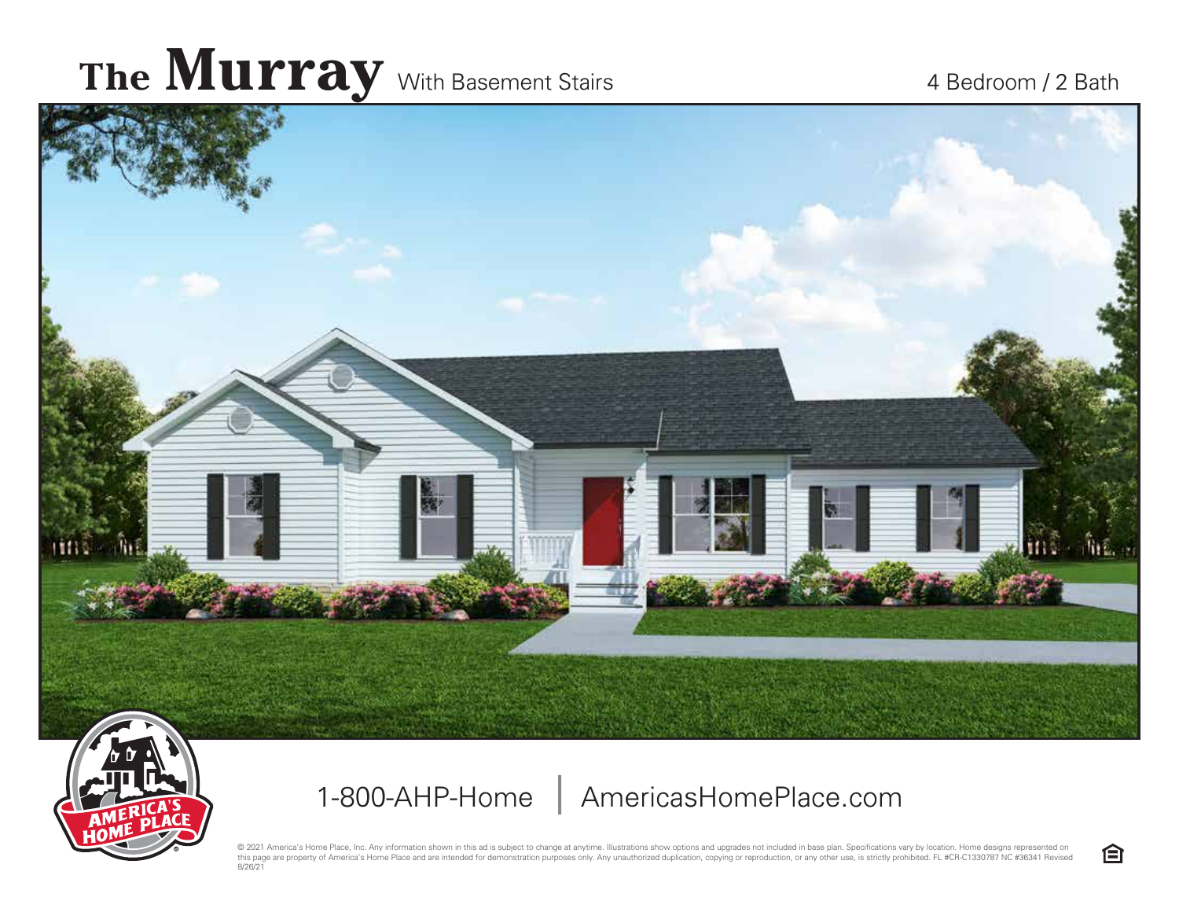# The Murray With Basement Stairs

4 Bedroom / 2 Bath

1-800-AHP-Home | AmericasHomePlace.com

© 2021 America's Home Place, Inc. Any information shown in this ad is subject to change at anytime. Illustrations show options and upgrades not included in base plan. Specifications vary by location. Home designs represented on this page are property of America's Home Place and are intended for demonstration purposes only. Any unauthorized duplication, copying or reproduction, or any other use, is strictly prohibited. FL #CR-C1330787 NC #36341 Revised 8/26/21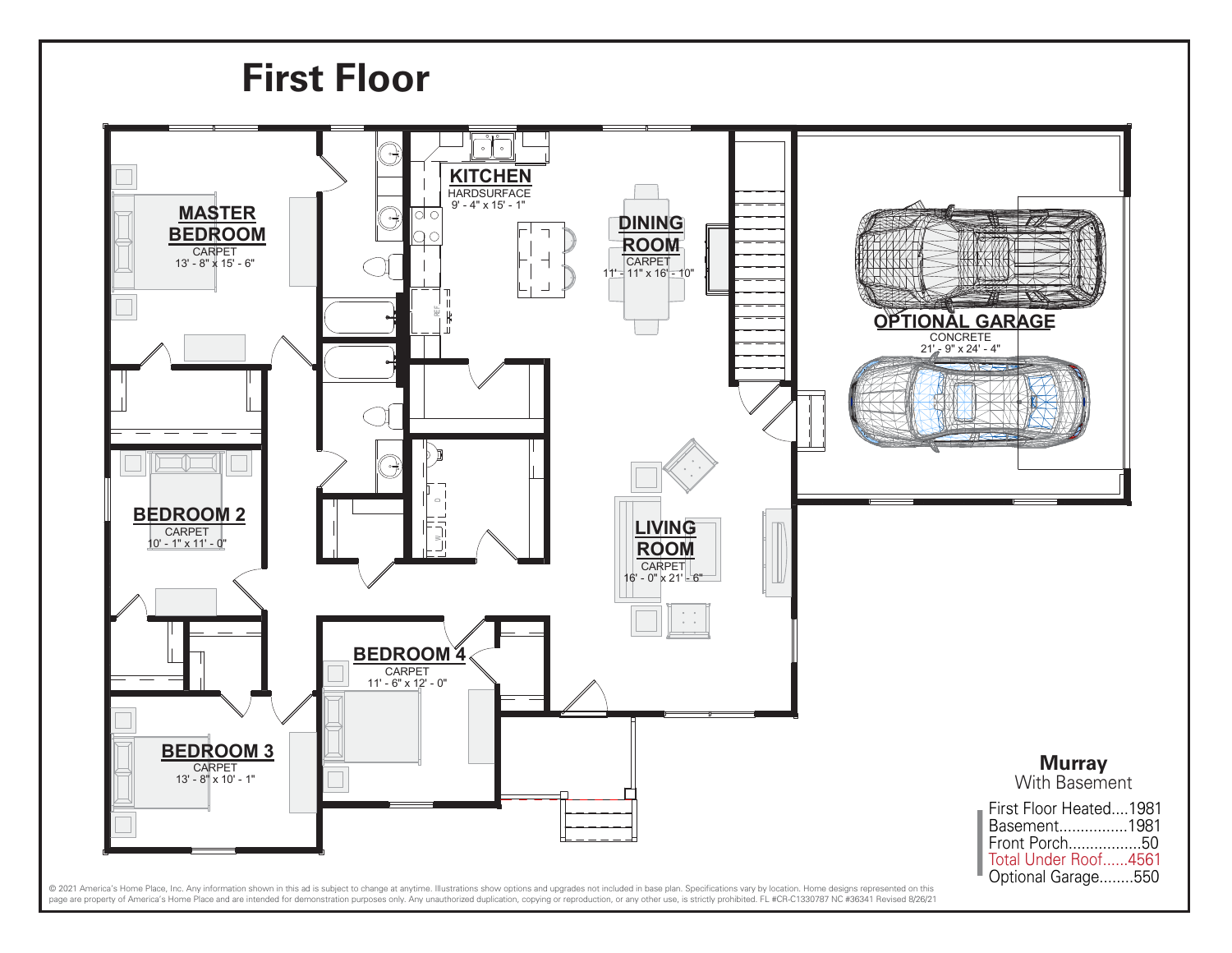# First Floor

MASTER BEDROOM
CARPET
13' - 8" x 15' - 6"

KITCHEN
HARDSURFACE
9' - 4" x 15' - 1"

DINING ROOM
CARPET
11' - 11" x 16' - 10"

OPTIONAL GARAGE
CONCRETE
21' - 9" x 24' - 4"

BEDROOM 2
CARPET
10' - 1" x 11' - 0"

LIVING ROOM
CARPET
16' - 0" x 21' - 6"

BEDROOM 4
CARPET
11' - 6" x 12' - 0"

BEDROOM 3
CARPET
13' - 8" x 10' - 1"

REF

**Murray**
With Basement

First Floor Heated....1981
Basement................1981
Front Porch.................50
Total Under Roof......4561
Optional Garage........550

© 2021 America's Home Place, Inc. Any information shown in this ad is subject to change at anytime. Illustrations show options and upgrades not included in base plan. Specifications vary by location. Home designs represented on this page are property of America's Home Place and are intended for demonstration purposes only. Any unauthorized duplication, copying or reproduction, or any other use, is strictly prohibited. FL #CR-C1330787 NC #36341 Revised 8/26/21